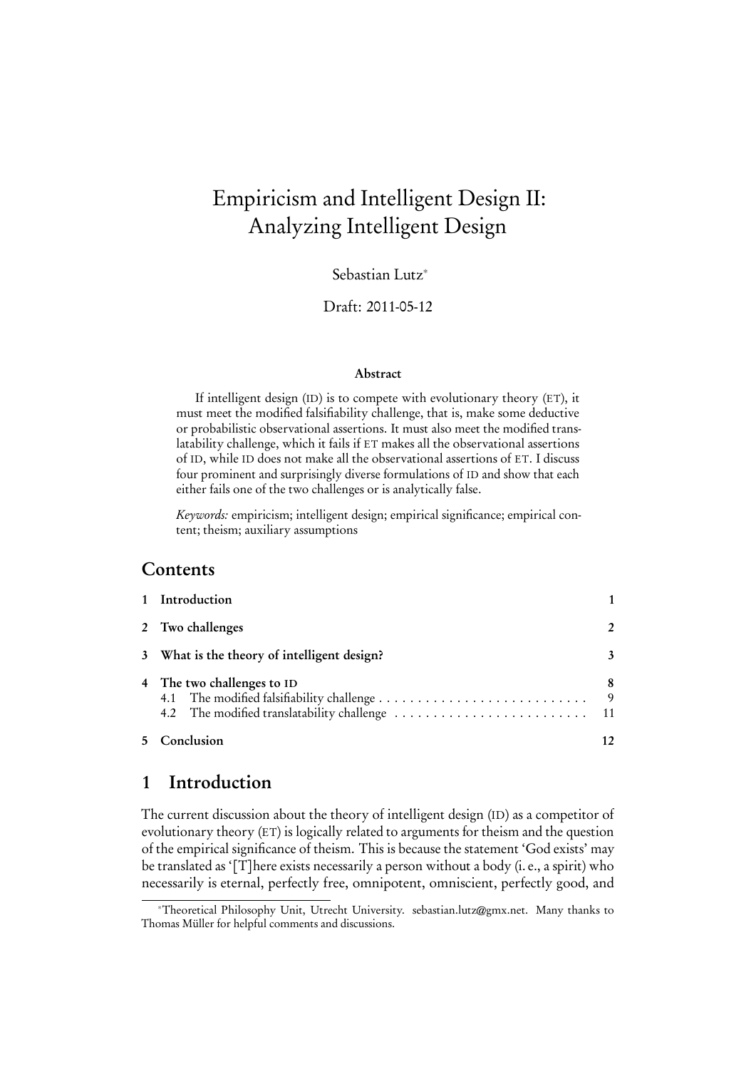# Empiricism and Intelligent Design II: Analyzing Intelligent Design

Sebastian Lutz*

Draft: 2011-05-12

### Abstract

If intelligent design (ID) is to compete with evolutionary theory (ET), it must meet the modified falsifiability challenge, that is, make some deductive or probabilistic observational assertions. It must also meet the modified translatability challenge, which it fails if ET makes all the observational assertions of ID, while ID does not make all the observational assertions of ET. I discuss four prominent and surprisingly diverse formulations of ID and show that each either fails one of the two challenges or is analytically false.

*Keywords:* empiricism; intelligent design; empirical significance; empirical content; theism; auxiliary assumptions

## Contents

| | | |
|---|---|---|
| 1 | Introduction | 1 |
| 2 | Two challenges | 2 |
| 3 | What is the theory of intelligent design? | 3 |
| 4 | The two challenges to ID | 8 |
| | 4.1 The modified falsifiability challenge | 9 |
| | 4.2 The modified translatability challenge | 11 |
| 5 | Conclusion | 12 |

## 1 Introduction

The current discussion about the theory of intelligent design (ID) as a competitor of evolutionary theory (ET) is logically related to arguments for theism and the question of the empirical significance of theism. This is because the statement 'God exists' may be translated as '[T]here exists necessarily a person without a body (i. e., a spirit) who necessarily is eternal, perfectly free, omnipotent, omniscient, perfectly good, and

---

*Theoretical Philosophy Unit, Utrecht University. sebastian.lutz@gmx.net. Many thanks to Thomas Müller for helpful comments and discussions.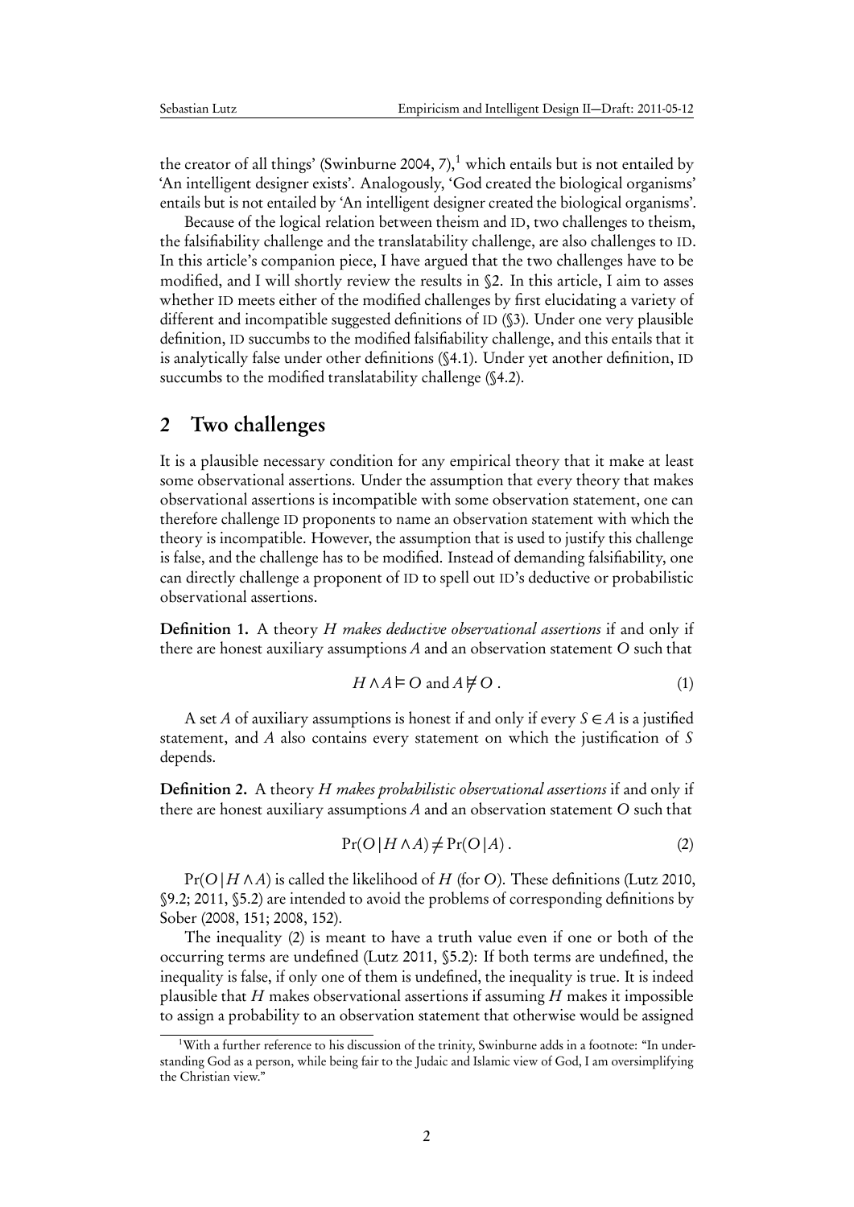the creator of all things' (Swinburne 2004, 7),[1] which entails but is not entailed by 'An intelligent designer exists'. Analogously, 'God created the biological organisms' entails but is not entailed by 'An intelligent designer created the biological organisms'.

Because of the logical relation between theism and ID, two challenges to theism, the falsifiability challenge and the translatability challenge, are also challenges to ID. In this article's companion piece, I have argued that the two challenges have to be modified, and I will shortly review the results in §2. In this article, I aim to asses whether ID meets either of the modified challenges by first elucidating a variety of different and incompatible suggested definitions of ID (§3). Under one very plausible definition, ID succumbs to the modified falsifiability challenge, and this entails that it is analytically false under other definitions (§4.1). Under yet another definition, ID succumbs to the modified translatability challenge (§4.2).

## 2 Two challenges

It is a plausible necessary condition for any empirical theory that it make at least some observational assertions. Under the assumption that every theory that makes observational assertions is incompatible with some observation statement, one can therefore challenge ID proponents to name an observation statement with which the theory is incompatible. However, the assumption that is used to justify this challenge is false, and the challenge has to be modified. Instead of demanding falsifiability, one can directly challenge a proponent of ID to spell out ID's deductive or probabilistic observational assertions.

**Definition 1.** A theory $H$ *makes deductive observational assertions* if and only if there are honest auxiliary assumptions $A$ and an observation statement $O$ such that

$$H \wedge A \vDash O \text{ and } A \nvDash O\,. \tag{1}$$

A set $A$ of auxiliary assumptions is honest if and only if every $S \in A$ is a justified statement, and $A$ also contains every statement on which the justification of $S$ depends.

**Definition 2.** A theory $H$ *makes probabilistic observational assertions* if and only if there are honest auxiliary assumptions $A$ and an observation statement $O$ such that

$$\Pr(O \mid H \wedge A) \neq \Pr(O \mid A)\,. \tag{2}$$

$\Pr(O \mid H \wedge A)$ is called the likelihood of $H$ (for $O$). These definitions (Lutz 2010, §9.2; 2011, §5.2) are intended to avoid the problems of corresponding definitions by Sober (2008, 151; 2008, 152).

The inequality (2) is meant to have a truth value even if one or both of the occurring terms are undefined (Lutz 2011, §5.2): If both terms are undefined, the inequality is false, if only one of them is undefined, the inequality is true. It is indeed plausible that $H$ makes observational assertions if assuming $H$ makes it impossible to assign a probability to an observation statement that otherwise would be assigned

[1] With a further reference to his discussion of the trinity, Swinburne adds in a footnote: "In understanding God as a person, while being fair to the Judaic and Islamic view of God, I am oversimplifying the Christian view."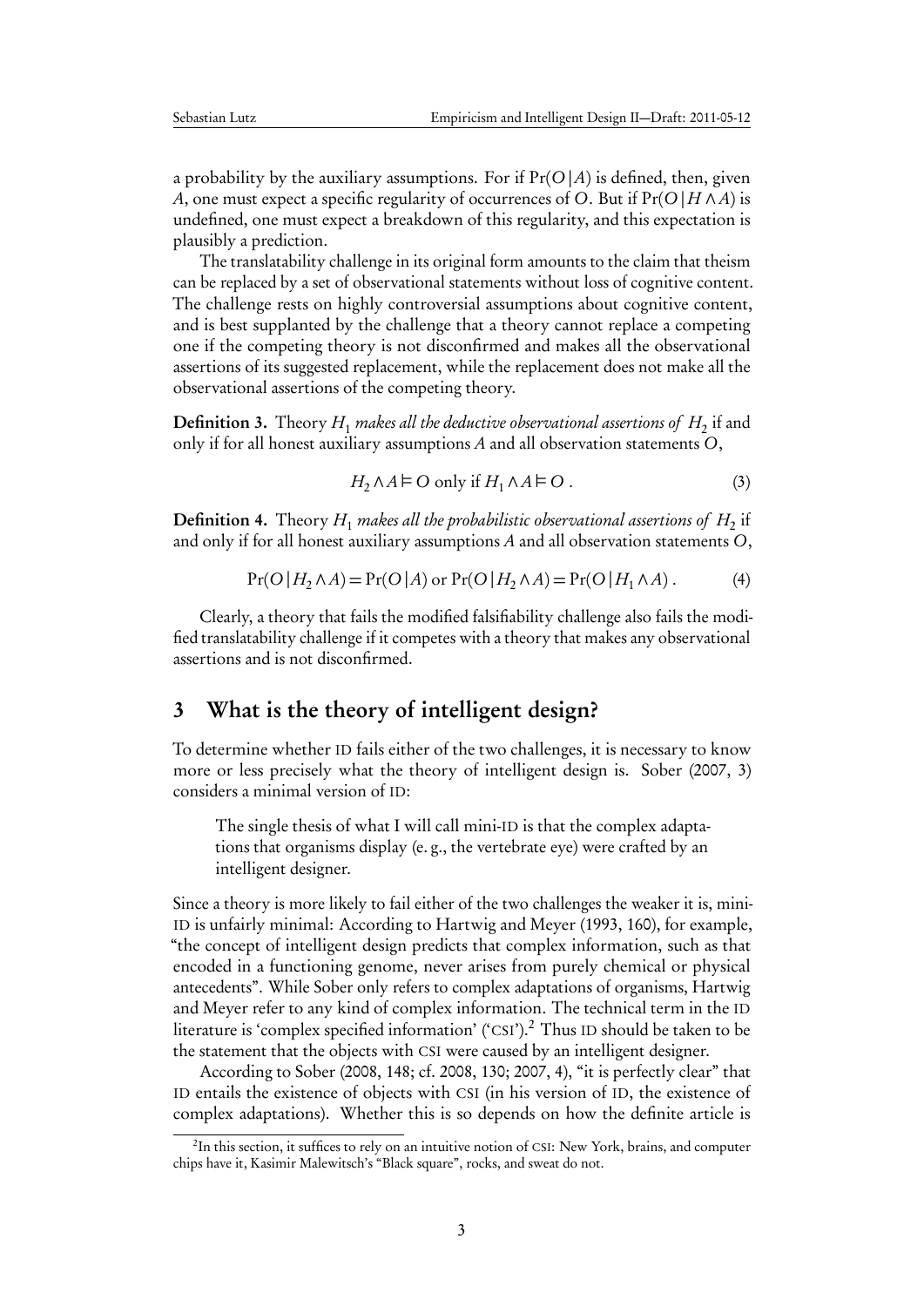a probability by the auxiliary assumptions. For if $\Pr(O|A)$ is defined, then, given $A$, one must expect a specific regularity of occurrences of $O$. But if $\Pr(O|H \wedge A)$ is undefined, one must expect a breakdown of this regularity, and this expectation is plausibly a prediction.

The translatability challenge in its original form amounts to the claim that theism can be replaced by a set of observational statements without loss of cognitive content. The challenge rests on highly controversial assumptions about cognitive content, and is best supplanted by the challenge that a theory cannot replace a competing one if the competing theory is not disconfirmed and makes all the observational assertions of its suggested replacement, while the replacement does not make all the observational assertions of the competing theory.

**Definition 3.** Theory $H_1$ *makes all the deductive observational assertions of* $H_2$ if and only if for all honest auxiliary assumptions $A$ and all observation statements $O$,

$$H_2 \wedge A \vDash O \text{ only if } H_1 \wedge A \vDash O\,. \tag{3}$$

**Definition 4.** Theory $H_1$ *makes all the probabilistic observational assertions of* $H_2$ if and only if for all honest auxiliary assumptions $A$ and all observation statements $O$,

$$\Pr(O|H_2 \wedge A) = \Pr(O|A) \text{ or } \Pr(O|H_2 \wedge A) = \Pr(O|H_1 \wedge A)\,. \tag{4}$$

Clearly, a theory that fails the modified falsifiability challenge also fails the modified translatability challenge if it competes with a theory that makes any observational assertions and is not disconfirmed.

## 3 What is the theory of intelligent design?

To determine whether ID fails either of the two challenges, it is necessary to know more or less precisely what the theory of intelligent design is. Sober (2007, 3) considers a minimal version of ID:

> The single thesis of what I will call mini-ID is that the complex adaptations that organisms display (e. g., the vertebrate eye) were crafted by an intelligent designer.

Since a theory is more likely to fail either of the two challenges the weaker it is, mini-ID is unfairly minimal: According to Hartwig and Meyer (1993, 160), for example, "the concept of intelligent design predicts that complex information, such as that encoded in a functioning genome, never arises from purely chemical or physical antecedents". While Sober only refers to complex adaptations of organisms, Hartwig and Meyer refer to any kind of complex information. The technical term in the ID literature is 'complex specified information' ('CSI').[2] Thus ID should be taken to be the statement that the objects with CSI were caused by an intelligent designer.

According to Sober (2008, 148; cf. 2008, 130; 2007, 4), "it is perfectly clear" that ID entails the existence of objects with CSI (in his version of ID, the existence of complex adaptations). Whether this is so depends on how the definite article is

[2] In this section, it suffices to rely on an intuitive notion of CSI: New York, brains, and computer chips have it, Kasimir Malewitsch's "Black square", rocks, and sweat do not.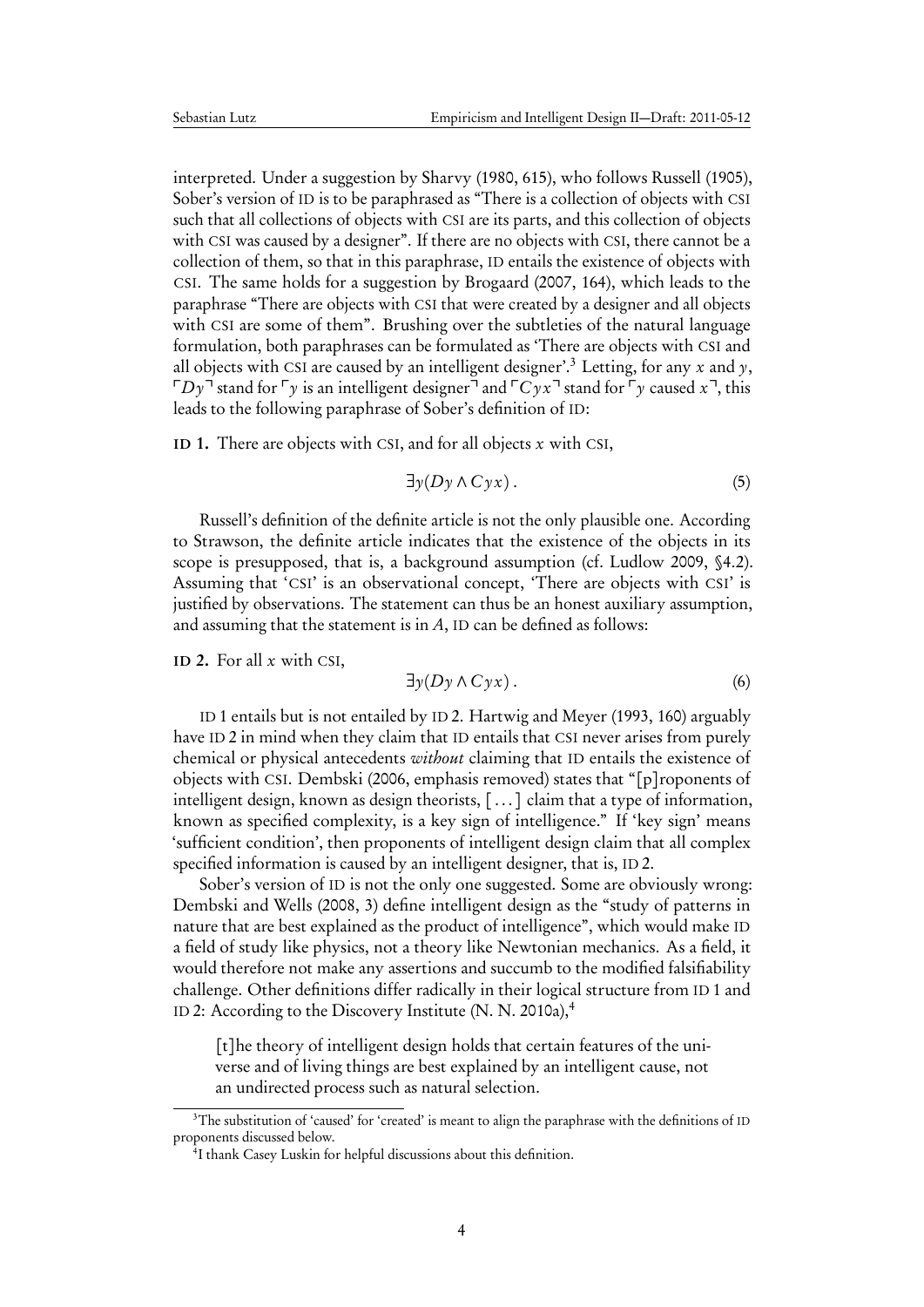interpreted. Under a suggestion by Sharvy (1980, 615), who follows Russell (1905), Sober's version of ID is to be paraphrased as "There is a collection of objects with CSI such that all collections of objects with CSI are its parts, and this collection of objects with CSI was caused by a designer". If there are no objects with CSI, there cannot be a collection of them, so that in this paraphrase, ID entails the existence of objects with CSI. The same holds for a suggestion by Brogaard (2007, 164), which leads to the paraphrase "There are objects with CSI that were created by a designer and all objects with CSI are some of them". Brushing over the subtleties of the natural language formulation, both paraphrases can be formulated as 'There are objects with CSI and all objects with CSI are caused by an intelligent designer'.[3] Letting, for any $x$ and $y$, $\ulcorner Dy \urcorner$ stand for $\ulcorner y$ is an intelligent designer$\urcorner$ and $\ulcorner Cyx \urcorner$ stand for $\ulcorner y$ caused $x \urcorner$, this leads to the following paraphrase of Sober's definition of ID:

**ID 1.** There are objects with CSI, and for all objects $x$ with CSI,

$$\exists y(Dy \wedge Cyx)\,. \tag{5}$$

Russell's definition of the definite article is not the only plausible one. According to Strawson, the definite article indicates that the existence of the objects in its scope is presupposed, that is, a background assumption (cf. Ludlow 2009, §4.2). Assuming that 'CSI' is an observational concept, 'There are objects with CSI' is justified by observations. The statement can thus be an honest auxiliary assumption, and assuming that the statement is in $A$, ID can be defined as follows:

**ID 2.** For all $x$ with CSI,

$$\exists y(Dy \wedge Cyx)\,. \tag{6}$$

ID 1 entails but is not entailed by ID 2. Hartwig and Meyer (1993, 160) arguably have ID 2 in mind when they claim that ID entails that CSI never arises from purely chemical or physical antecedents *without* claiming that ID entails the existence of objects with CSI. Dembski (2006, emphasis removed) states that "[p]roponents of intelligent design, known as design theorists, [ . . . ] claim that a type of information, known as specified complexity, is a key sign of intelligence." If 'key sign' means 'sufficient condition', then proponents of intelligent design claim that all complex specified information is caused by an intelligent designer, that is, ID 2.

Sober's version of ID is not the only one suggested. Some are obviously wrong: Dembski and Wells (2008, 3) define intelligent design as the "study of patterns in nature that are best explained as the product of intelligence", which would make ID a field of study like physics, not a theory like Newtonian mechanics. As a field, it would therefore not make any assertions and succumb to the modified falsifiability challenge. Other definitions differ radically in their logical structure from ID 1 and ID 2: According to the Discovery Institute (N. N. 2010a),[4]

> [t]he theory of intelligent design holds that certain features of the universe and of living things are best explained by an intelligent cause, not an undirected process such as natural selection.

[3] The substitution of 'caused' for 'created' is meant to align the paraphrase with the definitions of ID proponents discussed below.

[4] I thank Casey Luskin for helpful discussions about this definition.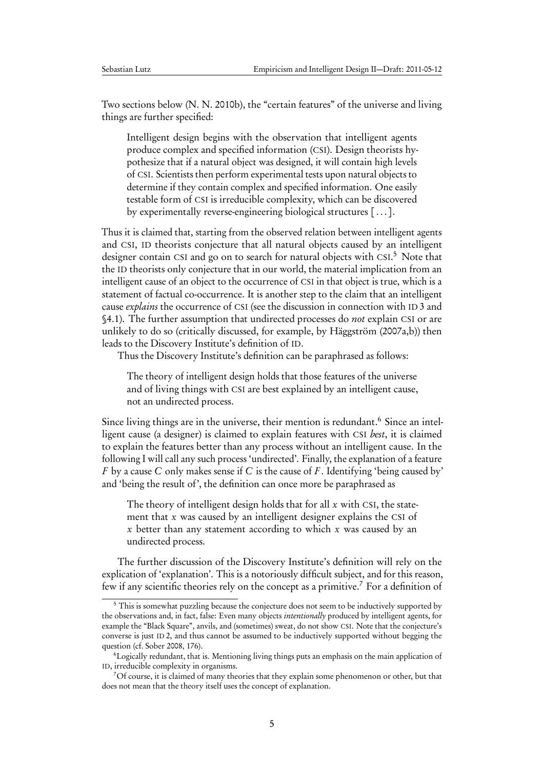Two sections below (N. N. 2010b), the "certain features" of the universe and living things are further specified:

> Intelligent design begins with the observation that intelligent agents produce complex and specified information (CSI). Design theorists hypothesize that if a natural object was designed, it will contain high levels of CSI. Scientists then perform experimental tests upon natural objects to determine if they contain complex and specified information. One easily testable form of CSI is irreducible complexity, which can be discovered by experimentally reverse-engineering biological structures [...].

Thus it is claimed that, starting from the observed relation between intelligent agents and CSI, ID theorists conjecture that all natural objects caused by an intelligent designer contain CSI and go on to search for natural objects with CSI.[5] Note that the ID theorists only conjecture that in our world, the material implication from an intelligent cause of an object to the occurrence of CSI in that object is true, which is a statement of factual co-occurrence. It is another step to the claim that an intelligent cause *explains* the occurrence of CSI (see the discussion in connection with ID 3 and §4.1). The further assumption that undirected processes do *not* explain CSI or are unlikely to do so (critically discussed, for example, by Häggström (2007a,b)) then leads to the Discovery Institute's definition of ID.

Thus the Discovery Institute's definition can be paraphrased as follows:

> The theory of intelligent design holds that those features of the universe and of living things with CSI are best explained by an intelligent cause, not an undirected process.

Since living things are in the universe, their mention is redundant.[6] Since an intelligent cause (a designer) is claimed to explain features with CSI *best*, it is claimed to explain the features better than any process without an intelligent cause. In the following I will call any such process 'undirected'. Finally, the explanation of a feature $F$ by a cause $C$ only makes sense if $C$ is the cause of $F$. Identifying 'being caused by' and 'being the result of', the definition can once more be paraphrased as

> The theory of intelligent design holds that for all $x$ with CSI, the statement that $x$ was caused by an intelligent designer explains the CSI of $x$ better than any statement according to which $x$ was caused by an undirected process.

The further discussion of the Discovery Institute's definition will rely on the explication of 'explanation'. This is a notoriously difficult subject, and for this reason, few if any scientific theories rely on the concept as a primitive.[7] For a definition of

---

[5] This is somewhat puzzling because the conjecture does not seem to be inductively supported by the observations and, in fact, false: Even many objects *intentionally* produced by intelligent agents, for example the "Black Square", anvils, and (sometimes) sweat, do not show CSI. Note that the conjecture's converse is just ID 2, and thus cannot be assumed to be inductively supported without begging the question (cf. Sober 2008, 176).

[6] Logically redundant, that is. Mentioning living things puts an emphasis on the main application of ID, irreducible complexity in organisms.

[7] Of course, it is claimed of many theories that they explain some phenomenon or other, but that does not mean that the theory itself uses the concept of explanation.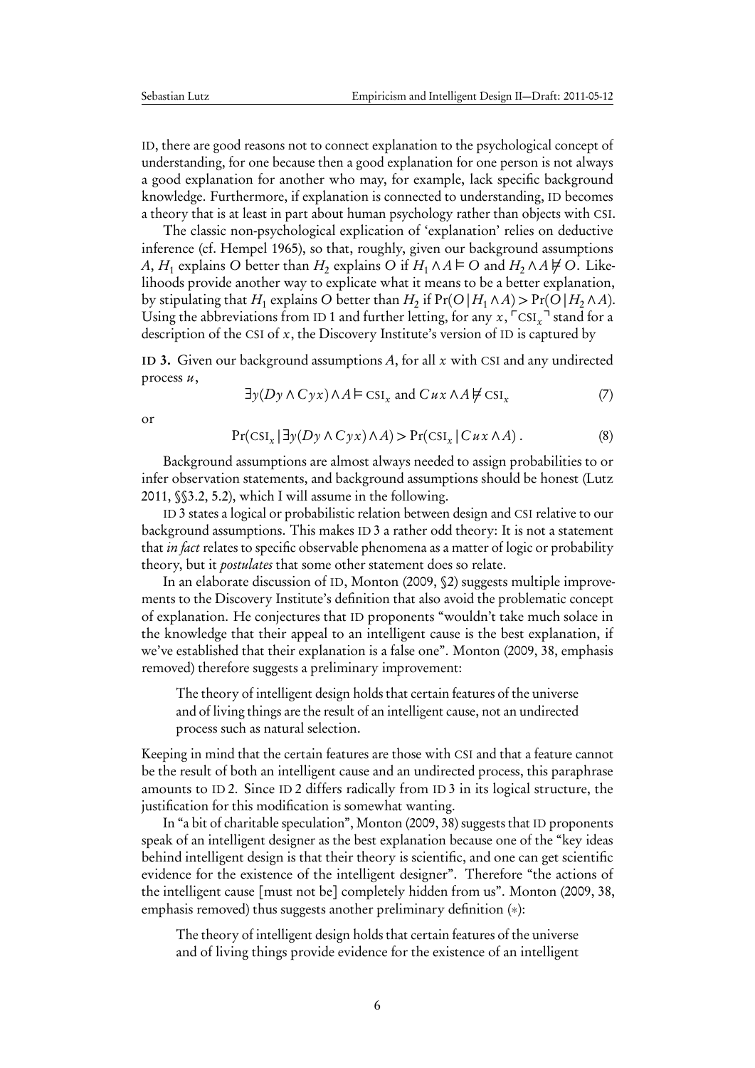ID, there are good reasons not to connect explanation to the psychological concept of understanding, for one because then a good explanation for one person is not always a good explanation for another who may, for example, lack specific background knowledge. Furthermore, if explanation is connected to understanding, ID becomes a theory that is at least in part about human psychology rather than objects with CSI.

The classic non-psychological explication of 'explanation' relies on deductive inference (cf. Hempel 1965), so that, roughly, given our background assumptions $A$, $H_1$ explains $O$ better than $H_2$ explains $O$ if $H_1 \wedge A \vDash O$ and $H_2 \wedge A \nvDash O$. Likelihoods provide another way to explicate what it means to be a better explanation, by stipulating that $H_1$ explains $O$ better than $H_2$ if $\Pr(O \mid H_1 \wedge A) > \Pr(O \mid H_2 \wedge A)$. Using the abbreviations from ID 1 and further letting, for any $x$, $\ulcorner \mathrm{CSI}_x \urcorner$ stand for a description of the CSI of $x$, the Discovery Institute's version of ID is captured by

**ID 3.** Given our background assumptions $A$, for all $x$ with CSI and any undirected process $u$,

$$\exists y(Dy \wedge Cyx) \wedge A \vDash \mathrm{CSI}_x \text{ and } Cux \wedge A \nvDash \mathrm{CSI}_x \tag{7}$$

or

$$\Pr(\mathrm{CSI}_x \mid \exists y(Dy \wedge Cyx) \wedge A) > \Pr(\mathrm{CSI}_x \mid Cux \wedge A) . \tag{8}$$

Background assumptions are almost always needed to assign probabilities to or infer observation statements, and background assumptions should be honest (Lutz 2011, §§3.2, 5.2), which I will assume in the following.

ID 3 states a logical or probabilistic relation between design and CSI relative to our background assumptions. This makes ID 3 a rather odd theory: It is not a statement that *in fact* relates to specific observable phenomena as a matter of logic or probability theory, but it *postulates* that some other statement does so relate.

In an elaborate discussion of ID, Monton (2009, §2) suggests multiple improvements to the Discovery Institute's definition that also avoid the problematic concept of explanation. He conjectures that ID proponents "wouldn't take much solace in the knowledge that their appeal to an intelligent cause is the best explanation, if we've established that their explanation is a false one". Monton (2009, 38, emphasis removed) therefore suggests a preliminary improvement:

> The theory of intelligent design holds that certain features of the universe and of living things are the result of an intelligent cause, not an undirected process such as natural selection.

Keeping in mind that the certain features are those with CSI and that a feature cannot be the result of both an intelligent cause and an undirected process, this paraphrase amounts to ID 2. Since ID 2 differs radically from ID 3 in its logical structure, the justification for this modification is somewhat wanting.

In "a bit of charitable speculation", Monton (2009, 38) suggests that ID proponents speak of an intelligent designer as the best explanation because one of the "key ideas behind intelligent design is that their theory is scientific, and one can get scientific evidence for the existence of the intelligent designer". Therefore "the actions of the intelligent cause [must not be] completely hidden from us". Monton (2009, 38, emphasis removed) thus suggests another preliminary definition (∗):

> The theory of intelligent design holds that certain features of the universe and of living things provide evidence for the existence of an intelligent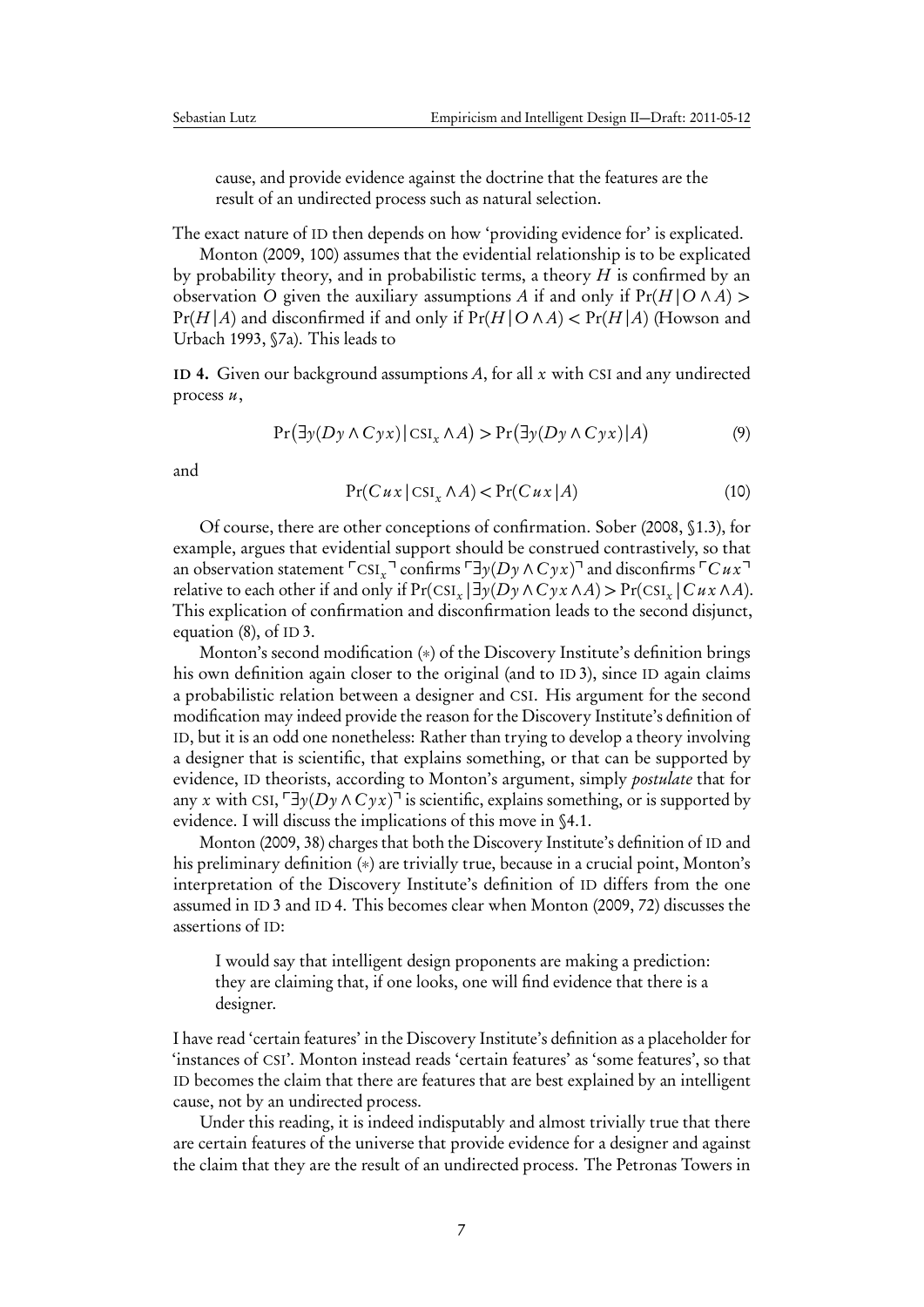> cause, and provide evidence against the doctrine that the features are the result of an undirected process such as natural selection.

The exact nature of ID then depends on how 'providing evidence for' is explicated.

Monton (2009, 100) assumes that the evidential relationship is to be explicated by probability theory, and in probabilistic terms, a theory $H$ is confirmed by an observation $O$ given the auxiliary assumptions $A$ if and only if $\Pr(H|O \wedge A) > \Pr(H|A)$ and disconfirmed if and only if $\Pr(H|O \wedge A) < \Pr(H|A)$ (Howson and Urbach 1993, §7a). This leads to

**ID 4.** Given our background assumptions $A$, for all $x$ with CSI and any undirected process $u$,

$$\Pr\big(\exists y(Dy \wedge Cyx)\,|\,\text{CSI}_x \wedge A\big) > \Pr\big(\exists y(Dy \wedge Cyx)|A\big) \tag{9}$$

and

$$\Pr(Cux\,|\,\text{CSI}_x \wedge A) < \Pr(Cux\,|A) \tag{10}$$

Of course, there are other conceptions of confirmation. Sober (2008, §1.3), for example, argues that evidential support should be construed contrastively, so that an observation statement $\ulcorner \text{CSI}_x \urcorner$ confirms $\ulcorner \exists y(Dy \wedge Cyx) \urcorner$ and disconfirms $\ulcorner Cux \urcorner$ relative to each other if and only if $\Pr(\text{CSI}_x\,|\,\exists y(Dy \wedge Cyx \wedge A) > \Pr(\text{CSI}_x\,|\,Cux \wedge A)$. This explication of confirmation and disconfirmation leads to the second disjunct, equation (8), of ID 3.

Monton's second modification (∗) of the Discovery Institute's definition brings his own definition again closer to the original (and to ID 3), since ID again claims a probabilistic relation between a designer and CSI. His argument for the second modification may indeed provide the reason for the Discovery Institute's definition of ID, but it is an odd one nonetheless: Rather than trying to develop a theory involving a designer that is scientific, that explains something, or that can be supported by evidence, ID theorists, according to Monton's argument, simply *postulate* that for any $x$ with CSI, $\ulcorner \exists y(Dy \wedge Cyx) \urcorner$ is scientific, explains something, or is supported by evidence. I will discuss the implications of this move in §4.1.

Monton (2009, 38) charges that both the Discovery Institute's definition of ID and his preliminary definition (∗) are trivially true, because in a crucial point, Monton's interpretation of the Discovery Institute's definition of ID differs from the one assumed in ID 3 and ID 4. This becomes clear when Monton (2009, 72) discusses the assertions of ID:

> I would say that intelligent design proponents are making a prediction: they are claiming that, if one looks, one will find evidence that there is a designer.

I have read 'certain features' in the Discovery Institute's definition as a placeholder for 'instances of CSI'. Monton instead reads 'certain features' as 'some features', so that ID becomes the claim that there are features that are best explained by an intelligent cause, not by an undirected process.

Under this reading, it is indeed indisputably and almost trivially true that there are certain features of the universe that provide evidence for a designer and against the claim that they are the result of an undirected process. The Petronas Towers in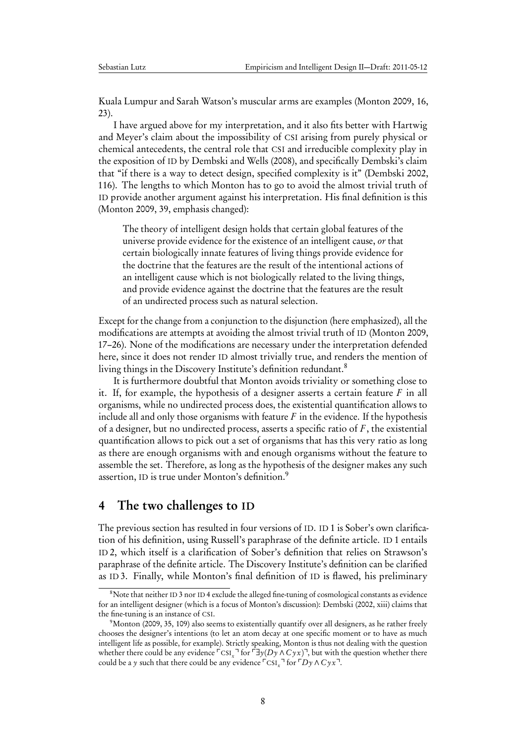Kuala Lumpur and Sarah Watson's muscular arms are examples (Monton 2009, 16, 23).

I have argued above for my interpretation, and it also fits better with Hartwig and Meyer's claim about the impossibility of CSI arising from purely physical or chemical antecedents, the central role that CSI and irreducible complexity play in the exposition of ID by Dembski and Wells (2008), and specifically Dembski's claim that "if there is a way to detect design, specified complexity is it" (Dembski 2002, 116). The lengths to which Monton has to go to avoid the almost trivial truth of ID provide another argument against his interpretation. His final definition is this (Monton 2009, 39, emphasis changed):

> The theory of intelligent design holds that certain global features of the universe provide evidence for the existence of an intelligent cause, *or* that certain biologically innate features of living things provide evidence for the doctrine that the features are the result of the intentional actions of an intelligent cause which is not biologically related to the living things, and provide evidence against the doctrine that the features are the result of an undirected process such as natural selection.

Except for the change from a conjunction to the disjunction (here emphasized), all the modifications are attempts at avoiding the almost trivial truth of ID (Monton 2009, 17–26). None of the modifications are necessary under the interpretation defended here, since it does not render ID almost trivially true, and renders the mention of living things in the Discovery Institute's definition redundant.[8]

It is furthermore doubtful that Monton avoids triviality or something close to it. If, for example, the hypothesis of a designer asserts a certain feature $F$ in all organisms, while no undirected process does, the existential quantification allows to include all and only those organisms with feature $F$ in the evidence. If the hypothesis of a designer, but no undirected process, asserts a specific ratio of $F$, the existential quantification allows to pick out a set of organisms that has this very ratio as long as there are enough organisms with and enough organisms without the feature to assemble the set. Therefore, as long as the hypothesis of the designer makes any such assertion, ID is true under Monton's definition.[9]

## 4 The two challenges to ID

The previous section has resulted in four versions of ID. ID 1 is Sober's own clarification of his definition, using Russell's paraphrase of the definite article. ID 1 entails ID 2, which itself is a clarification of Sober's definition that relies on Strawson's paraphrase of the definite article. The Discovery Institute's definition can be clarified as ID 3. Finally, while Monton's final definition of ID is flawed, his preliminary

---

[8] Note that neither ID 3 nor ID 4 exclude the alleged fine-tuning of cosmological constants as evidence for an intelligent designer (which is a focus of Monton's discussion): Dembski (2002, xiii) claims that the fine-tuning is an instance of CSI.

[9] Monton (2009, 35, 109) also seems to existentially quantify over all designers, as he rather freely chooses the designer's intentions (to let an atom decay at one specific moment or to have as much intelligent life as possible, for example). Strictly speaking, Monton is thus not dealing with the question whether there could be any evidence $\ulcorner \text{CSI}_x \urcorner$ for $\ulcorner \exists y(Dy \wedge Cyx) \urcorner$, but with the question whether there could be a $y$ such that there could be any evidence $\ulcorner \text{CSI}_x \urcorner$ for $\ulcorner Dy \wedge Cyx \urcorner$.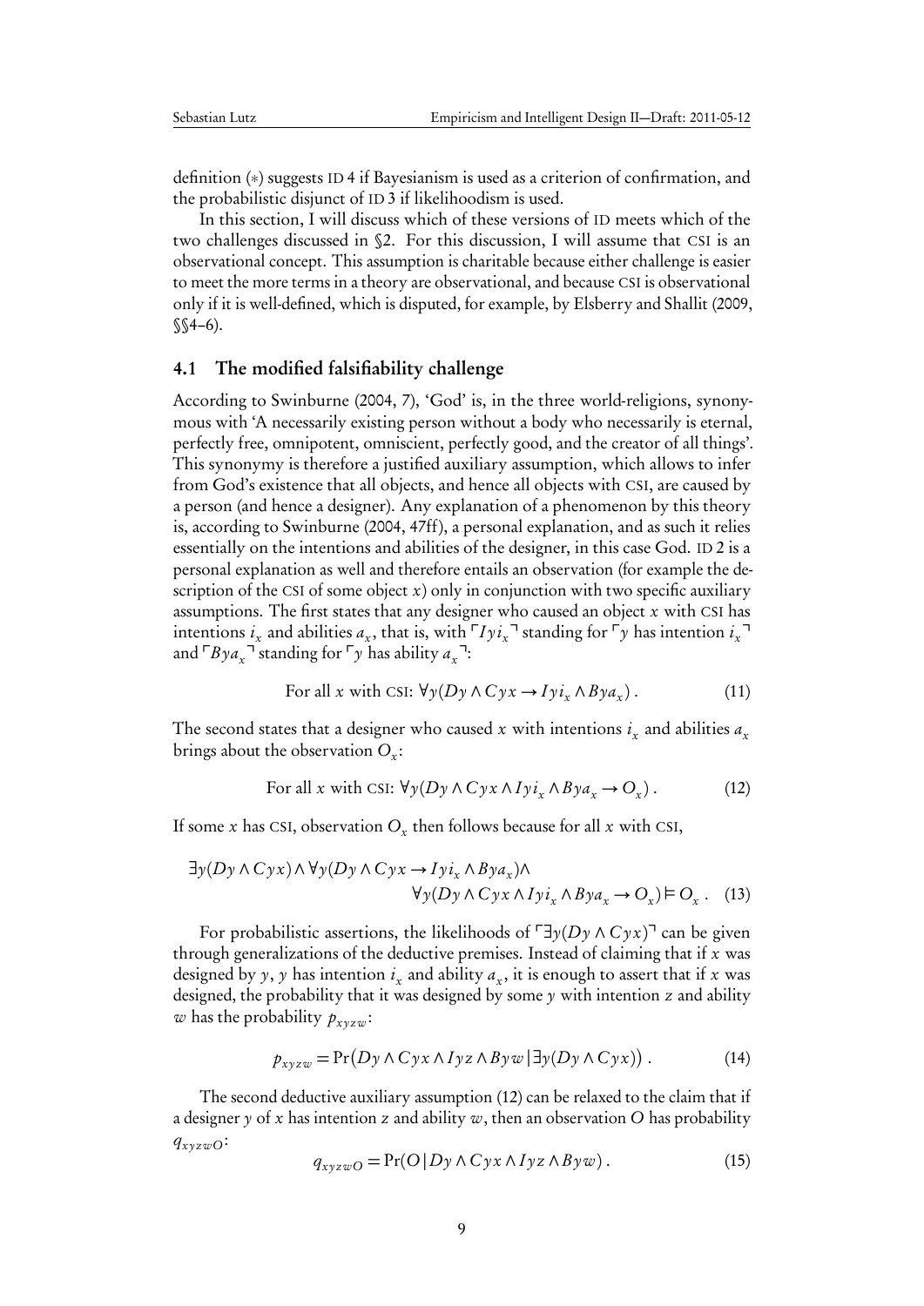definition (∗) suggests ID 4 if Bayesianism is used as a criterion of confirmation, and the probabilistic disjunct of ID 3 if likelihoodism is used.

In this section, I will discuss which of these versions of ID meets which of the two challenges discussed in §2. For this discussion, I will assume that CSI is an observational concept. This assumption is charitable because either challenge is easier to meet the more terms in a theory are observational, and because CSI is observational only if it is well-defined, which is disputed, for example, by Elsberry and Shallit (2009, §§4–6).

## 4.1 The modified falsifiability challenge

According to Swinburne (2004, 7), 'God' is, in the three world-religions, synonymous with 'A necessarily existing person without a body who necessarily is eternal, perfectly free, omnipotent, omniscient, perfectly good, and the creator of all things'. This synonymy is therefore a justified auxiliary assumption, which allows to infer from God's existence that all objects, and hence all objects with CSI, are caused by a person (and hence a designer). Any explanation of a phenomenon by this theory is, according to Swinburne (2004, 47ff), a personal explanation, and as such it relies essentially on the intentions and abilities of the designer, in this case God. ID 2 is a personal explanation as well and therefore entails an observation (for example the description of the CSI of some object $x$) only in conjunction with two specific auxiliary assumptions. The first states that any designer who caused an object $x$ with CSI has intentions $i_x$ and abilities $a_x$, that is, with $\ulcorner Iyi_x \urcorner$ standing for $\ulcorner y$ has intention $i_x \urcorner$ and $\ulcorner Bya_x \urcorner$ standing for $\ulcorner y$ has ability $a_x \urcorner$:

$$\text{For all } x \text{ with CSI: } \forall y(Dy \land Cyx \rightarrow Iyi_x \land Bya_x)\,. \tag{11}$$

The second states that a designer who caused $x$ with intentions $i_x$ and abilities $a_x$ brings about the observation $O_x$:

$$\text{For all } x \text{ with CSI: } \forall y(Dy \land Cyx \land Iyi_x \land Bya_x \rightarrow O_x)\,. \tag{12}$$

If some $x$ has CSI, observation $O_x$ then follows because for all $x$ with CSI,

$$\exists y(Dy \land Cyx) \land \forall y(Dy \land Cyx \rightarrow Iyi_x \land Bya_x) \land \forall y(Dy \land Cyx \land Iyi_x \land Bya_x \rightarrow O_x) \vDash O_x\,. \tag{13}$$

For probabilistic assertions, the likelihoods of $\ulcorner \exists y(Dy \land Cyx) \urcorner$ can be given through generalizations of the deductive premises. Instead of claiming that if $x$ was designed by $y$, $y$ has intention $i_x$ and ability $a_x$, it is enough to assert that if $x$ was designed, the probability that it was designed by some $y$ with intention $z$ and ability $w$ has the probability $p_{xyzw}$:

$$p_{xyzw} = \Pr\big(Dy \land Cyx \land Iyz \land Byw \,|\, \exists y(Dy \land Cyx)\big)\,. \tag{14}$$

The second deductive auxiliary assumption (12) can be relaxed to the claim that if a designer $y$ of $x$ has intention $z$ and ability $w$, then an observation $O$ has probability $q_{xyzwO}$:

$$q_{xyzwO} = \Pr(O \,|\, Dy \land Cyx \land Iyz \land Byw)\,. \tag{15}$$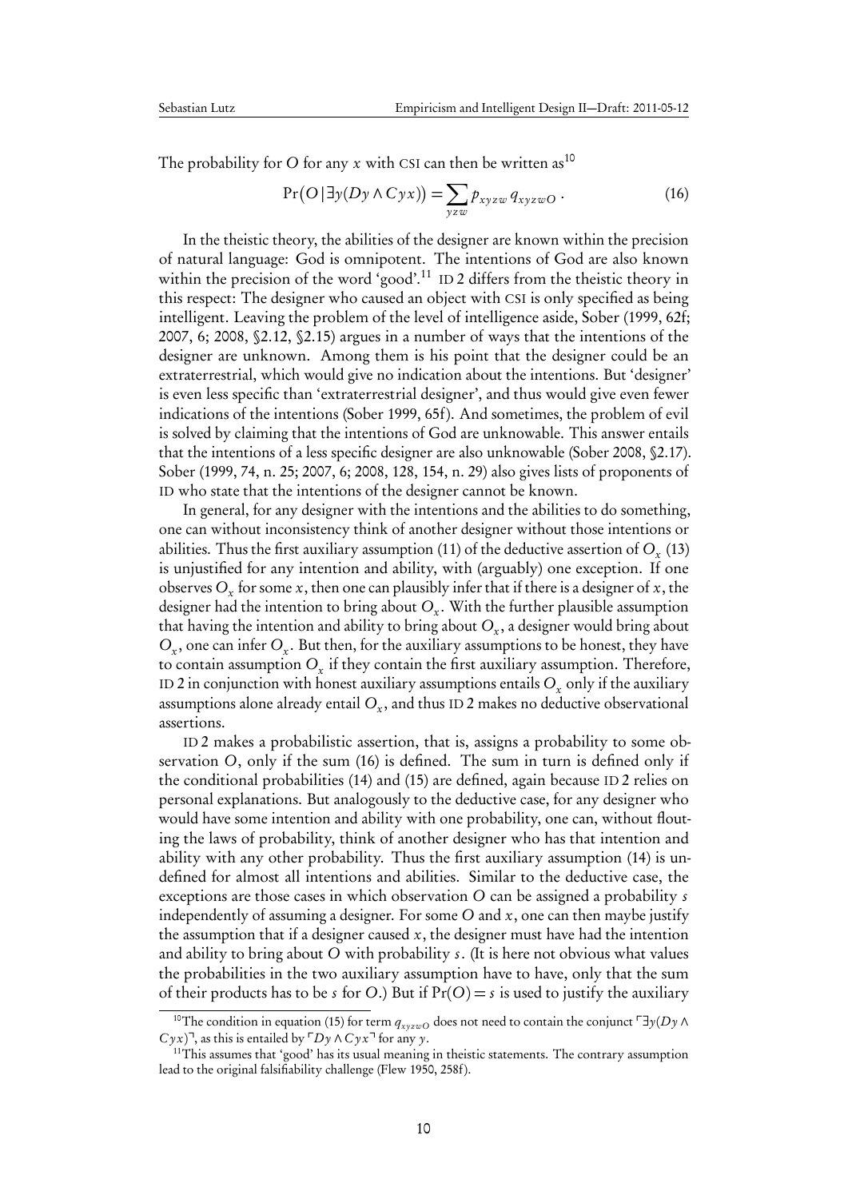The probability for $O$ for any $x$ with CSI can then be written as[10]

$$\Pr\big(O \,|\, \exists y(Dy \wedge Cyx)\big) = \sum_{yzw} p_{xyzw}\, q_{xyzwO}\,. \tag{16}$$

In the theistic theory, the abilities of the designer are known within the precision of natural language: God is omnipotent. The intentions of God are also known within the precision of the word 'good'.[11] ID 2 differs from the theistic theory in this respect: The designer who caused an object with CSI is only specified as being intelligent. Leaving the problem of the level of intelligence aside, Sober (1999, 62f; 2007, 6; 2008, §2.12, §2.15) argues in a number of ways that the intentions of the designer are unknown. Among them is his point that the designer could be an extraterrestrial, which would give no indication about the intentions. But 'designer' is even less specific than 'extraterrestrial designer', and thus would give even fewer indications of the intentions (Sober 1999, 65f). And sometimes, the problem of evil is solved by claiming that the intentions of God are unknowable. This answer entails that the intentions of a less specific designer are also unknowable (Sober 2008, §2.17). Sober (1999, 74, n. 25; 2007, 6; 2008, 128, 154, n. 29) also gives lists of proponents of ID who state that the intentions of the designer cannot be known.

In general, for any designer with the intentions and the abilities to do something, one can without inconsistency think of another designer without those intentions or abilities. Thus the first auxiliary assumption (11) of the deductive assertion of $O_x$ (13) is unjustified for any intention and ability, with (arguably) one exception. If one observes $O_x$ for some $x$, then one can plausibly infer that if there is a designer of $x$, the designer had the intention to bring about $O_x$. With the further plausible assumption that having the intention and ability to bring about $O_x$, a designer would bring about $O_x$, one can infer $O_x$. But then, for the auxiliary assumptions to be honest, they have to contain assumption $O_x$ if they contain the first auxiliary assumption. Therefore, ID 2 in conjunction with honest auxiliary assumptions entails $O_x$ only if the auxiliary assumptions alone already entail $O_x$, and thus ID 2 makes no deductive observational assertions.

ID 2 makes a probabilistic assertion, that is, assigns a probability to some observation $O$, only if the sum (16) is defined. The sum in turn is defined only if the conditional probabilities (14) and (15) are defined, again because ID 2 relies on personal explanations. But analogously to the deductive case, for any designer who would have some intention and ability with one probability, one can, without flouting the laws of probability, think of another designer who has that intention and ability with any other probability. Thus the first auxiliary assumption (14) is undefined for almost all intentions and abilities. Similar to the deductive case, the exceptions are those cases in which observation $O$ can be assigned a probability $s$ independently of assuming a designer. For some $O$ and $x$, one can then maybe justify the assumption that if a designer caused $x$, the designer must have had the intention and ability to bring about $O$ with probability $s$. (It is here not obvious what values the probabilities in the two auxiliary assumption have to have, only that the sum of their products has to be $s$ for $O$.) But if $\Pr(O) = s$ is used to justify the auxiliary

---

[10] The condition in equation (15) for term $q_{xyzwO}$ does not need to contain the conjunct $\ulcorner \exists y(Dy \wedge Cyx)\urcorner$, as this is entailed by $\ulcorner Dy \wedge Cyx \urcorner$ for any $y$.

[11] This assumes that 'good' has its usual meaning in theistic statements. The contrary assumption lead to the original falsifiability challenge (Flew 1950, 258f).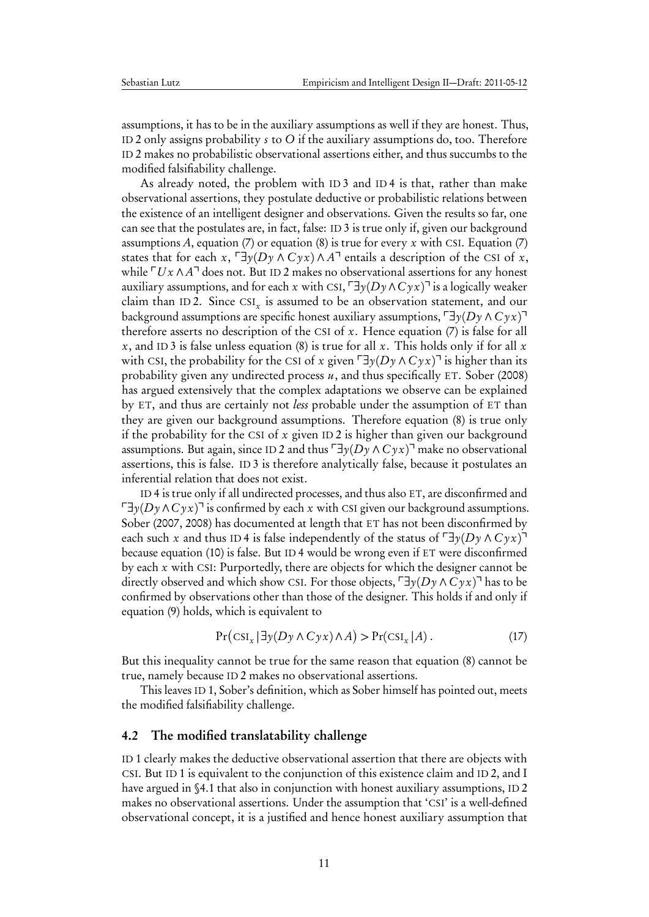assumptions, it has to be in the auxiliary assumptions as well if they are honest. Thus, ID 2 only assigns probability $s$ to $O$ if the auxiliary assumptions do, too. Therefore ID 2 makes no probabilistic observational assertions either, and thus succumbs to the modified falsifiability challenge.

As already noted, the problem with ID 3 and ID 4 is that, rather than make observational assertions, they postulate deductive or probabilistic relations between the existence of an intelligent designer and observations. Given the results so far, one can see that the postulates are, in fact, false: ID 3 is true only if, given our background assumptions $A$, equation (7) or equation (8) is true for every $x$ with CSI. Equation (7) states that for each $x$, $\ulcorner \exists y(Dy \wedge Cyx) \wedge A \urcorner$ entails a description of the CSI of $x$, while $\ulcorner Ux \wedge A \urcorner$ does not. But ID 2 makes no observational assertions for any honest auxiliary assumptions, and for each $x$ with CSI, $\ulcorner \exists y(Dy \wedge Cyx) \urcorner$ is a logically weaker claim than ID 2. Since $\text{CSI}_x$ is assumed to be an observation statement, and our background assumptions are specific honest auxiliary assumptions, $\ulcorner \exists y(Dy \wedge Cyx) \urcorner$ therefore asserts no description of the CSI of $x$. Hence equation (7) is false for all $x$, and ID 3 is false unless equation (8) is true for all $x$. This holds only if for all $x$ with CSI, the probability for the CSI of $x$ given $\ulcorner \exists y(Dy \wedge Cyx) \urcorner$ is higher than its probability given any undirected process $u$, and thus specifically ET. Sober (2008) has argued extensively that the complex adaptations we observe can be explained by ET, and thus are certainly not *less* probable under the assumption of ET than they are given our background assumptions. Therefore equation (8) is true only if the probability for the CSI of $x$ given ID 2 is higher than given our background assumptions. But again, since ID 2 and thus $\ulcorner \exists y(Dy \wedge Cyx) \urcorner$ make no observational assertions, this is false. ID 3 is therefore analytically false, because it postulates an inferential relation that does not exist.

ID 4 is true only if all undirected processes, and thus also ET, are disconfirmed and $\ulcorner \exists y(Dy \wedge Cyx) \urcorner$ is confirmed by each $x$ with CSI given our background assumptions. Sober (2007, 2008) has documented at length that ET has not been disconfirmed by each such $x$ and thus ID 4 is false independently of the status of $\ulcorner \exists y(Dy \wedge Cyx) \urcorner$ because equation (10) is false. But ID 4 would be wrong even if ET were disconfirmed by each $x$ with CSI: Purportedly, there are objects for which the designer cannot be directly observed and which show CSI. For those objects, $\ulcorner \exists y(Dy \wedge Cyx) \urcorner$ has to be confirmed by observations other than those of the designer. This holds if and only if equation (9) holds, which is equivalent to

$$\Pr\big(\text{CSI}_x \,|\, \exists y(Dy \wedge Cyx) \wedge A\big) > \Pr(\text{CSI}_x \,|\, A)\,. \tag{17}$$

But this inequality cannot be true for the same reason that equation (8) cannot be true, namely because ID 2 makes no observational assertions.

This leaves ID 1, Sober's definition, which as Sober himself has pointed out, meets the modified falsifiability challenge.

## 4.2 The modified translatability challenge

ID 1 clearly makes the deductive observational assertion that there are objects with CSI. But ID 1 is equivalent to the conjunction of this existence claim and ID 2, and I have argued in §4.1 that also in conjunction with honest auxiliary assumptions, ID 2 makes no observational assertions. Under the assumption that 'CSI' is a well-defined observational concept, it is a justified and hence honest auxiliary assumption that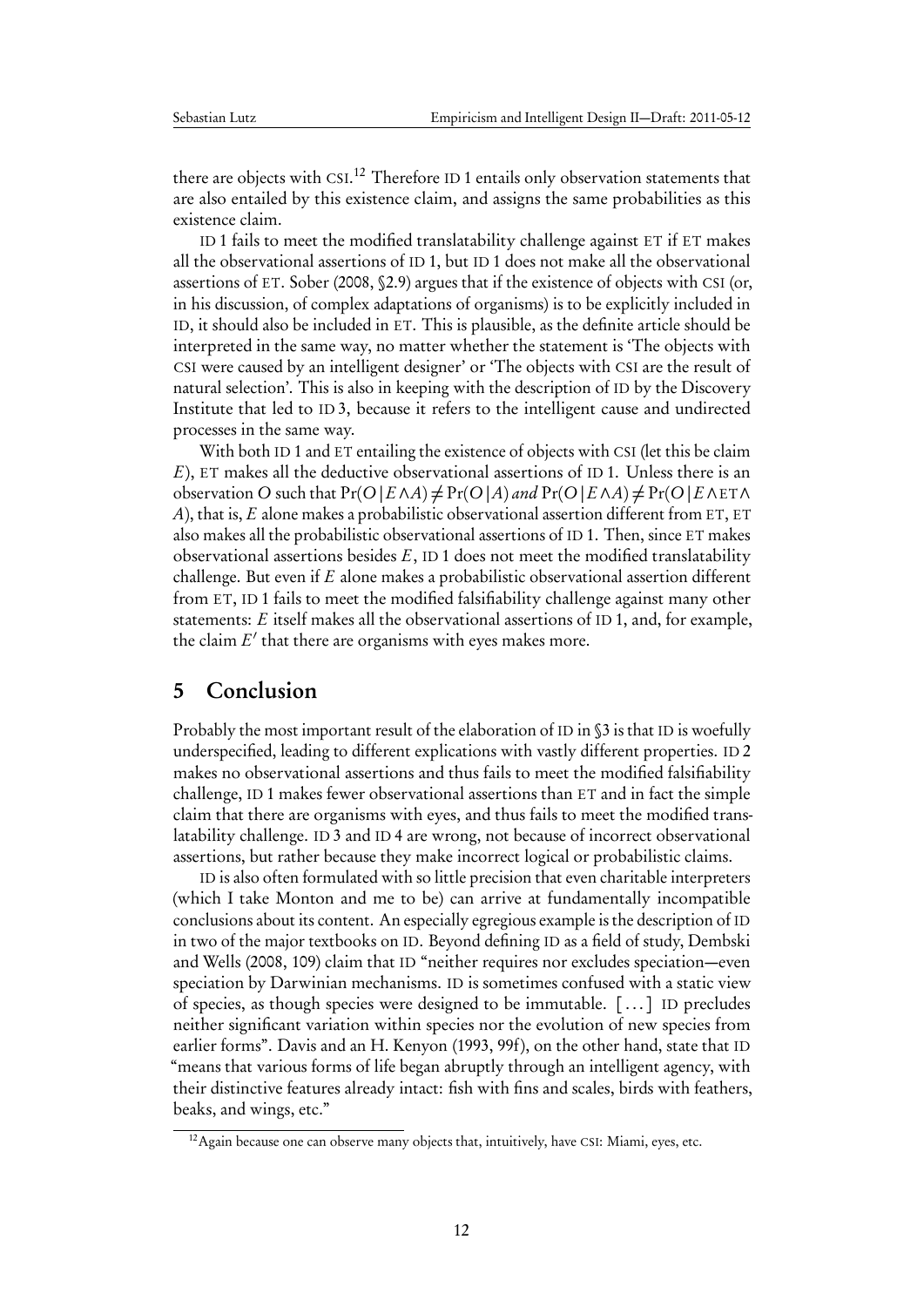there are objects with CSI.[12] Therefore ID 1 entails only observation statements that are also entailed by this existence claim, and assigns the same probabilities as this existence claim.

ID 1 fails to meet the modified translatability challenge against ET if ET makes all the observational assertions of ID 1, but ID 1 does not make all the observational assertions of ET. Sober (2008, §2.9) argues that if the existence of objects with CSI (or, in his discussion, of complex adaptations of organisms) is to be explicitly included in ID, it should also be included in ET. This is plausible, as the definite article should be interpreted in the same way, no matter whether the statement is 'The objects with CSI were caused by an intelligent designer' or 'The objects with CSI are the result of natural selection'. This is also in keeping with the description of ID by the Discovery Institute that led to ID 3, because it refers to the intelligent cause and undirected processes in the same way.

With both ID 1 and ET entailing the existence of objects with CSI (let this be claim $E$), ET makes all the deductive observational assertions of ID 1. Unless there is an observation $O$ such that $\Pr(O|E\wedge A)\neq \Pr(O|A)$ *and* $\Pr(O|E\wedge A)\neq \Pr(O|E\wedge \text{ET}\wedge A)$, that is, $E$ alone makes a probabilistic observational assertion different from ET, ET also makes all the probabilistic observational assertions of ID 1. Then, since ET makes observational assertions besides $E$, ID 1 does not meet the modified translatability challenge. But even if $E$ alone makes a probabilistic observational assertion different from ET, ID 1 fails to meet the modified falsifiability challenge against many other statements: $E$ itself makes all the observational assertions of ID 1, and, for example, the claim $E'$ that there are organisms with eyes makes more.

## 5 Conclusion

Probably the most important result of the elaboration of ID in §3 is that ID is woefully underspecified, leading to different explications with vastly different properties. ID 2 makes no observational assertions and thus fails to meet the modified falsifiability challenge, ID 1 makes fewer observational assertions than ET and in fact the simple claim that there are organisms with eyes, and thus fails to meet the modified translatability challenge. ID 3 and ID 4 are wrong, not because of incorrect observational assertions, but rather because they make incorrect logical or probabilistic claims.

ID is also often formulated with so little precision that even charitable interpreters (which I take Monton and me to be) can arrive at fundamentally incompatible conclusions about its content. An especially egregious example is the description of ID in two of the major textbooks on ID. Beyond defining ID as a field of study, Dembski and Wells (2008, 109) claim that ID "neither requires nor excludes speciation—even speciation by Darwinian mechanisms. ID is sometimes confused with a static view of species, as though species were designed to be immutable. [...] ID precludes neither significant variation within species nor the evolution of new species from earlier forms". Davis and an H. Kenyon (1993, 99f), on the other hand, state that ID "means that various forms of life began abruptly through an intelligent agency, with their distinctive features already intact: fish with fins and scales, birds with feathers, beaks, and wings, etc."

[12] Again because one can observe many objects that, intuitively, have CSI: Miami, eyes, etc.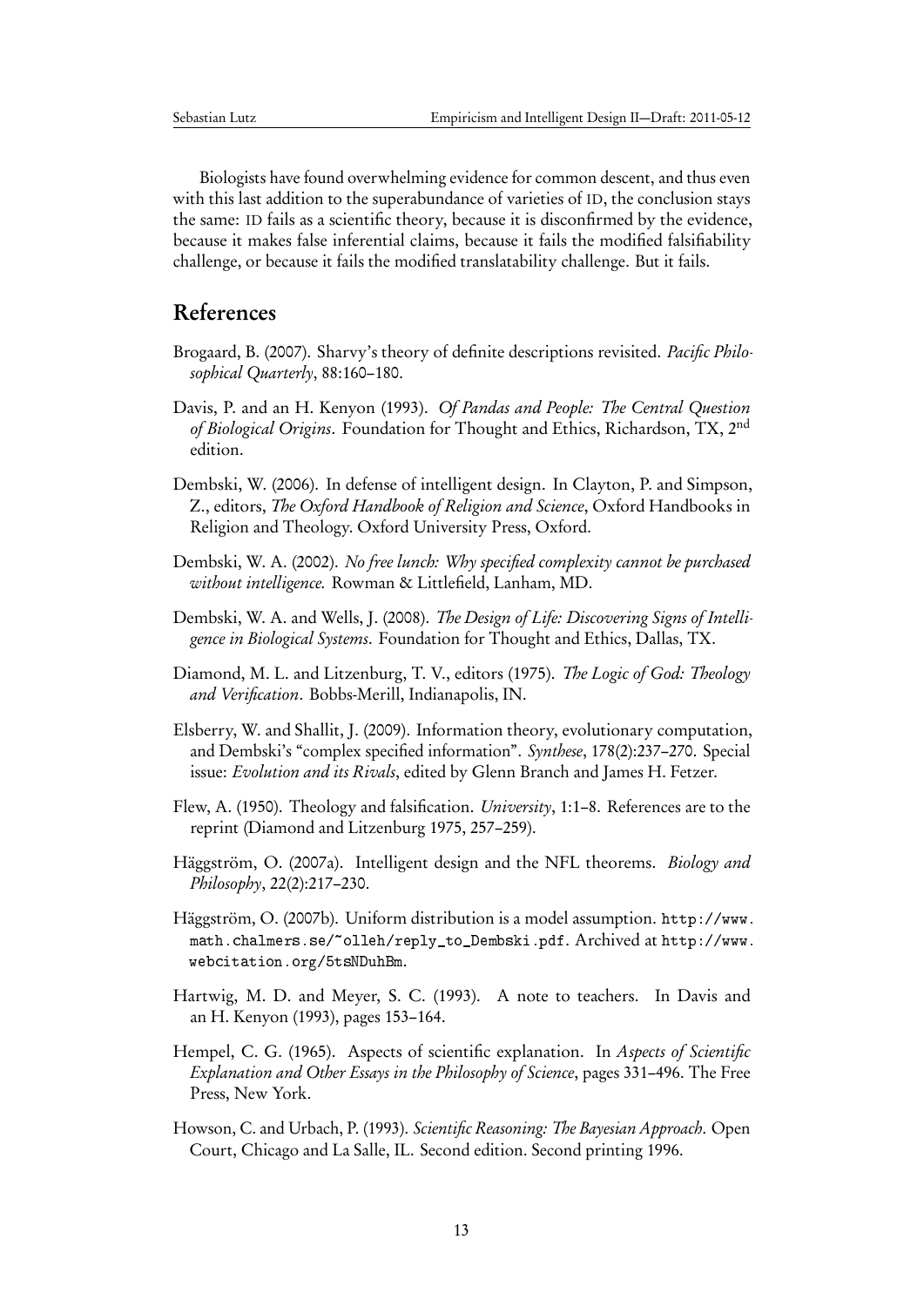Biologists have found overwhelming evidence for common descent, and thus even with this last addition to the superabundance of varieties of ID, the conclusion stays the same: ID fails as a scientific theory, because it is disconfirmed by the evidence, because it makes false inferential claims, because it fails the modified falsifiability challenge, or because it fails the modified translatability challenge. But it fails.

## References

Brogaard, B. (2007). Sharvy's theory of definite descriptions revisited. *Pacific Philosophical Quarterly*, 88:160–180.

Davis, P. and an H. Kenyon (1993). *Of Pandas and People: The Central Question of Biological Origins*. Foundation for Thought and Ethics, Richardson, TX, 2nd edition.

Dembski, W. (2006). In defense of intelligent design. In Clayton, P. and Simpson, Z., editors, *The Oxford Handbook of Religion and Science*, Oxford Handbooks in Religion and Theology. Oxford University Press, Oxford.

Dembski, W. A. (2002). *No free lunch: Why specified complexity cannot be purchased without intelligence.* Rowman & Littlefield, Lanham, MD.

Dembski, W. A. and Wells, J. (2008). *The Design of Life: Discovering Signs of Intelligence in Biological Systems*. Foundation for Thought and Ethics, Dallas, TX.

Diamond, M. L. and Litzenburg, T. V., editors (1975). *The Logic of God: Theology and Verification*. Bobbs-Merill, Indianapolis, IN.

Elsberry, W. and Shallit, J. (2009). Information theory, evolutionary computation, and Dembski's "complex specified information". *Synthese*, 178(2):237–270. Special issue: *Evolution and its Rivals*, edited by Glenn Branch and James H. Fetzer.

Flew, A. (1950). Theology and falsification. *University*, 1:1–8. References are to the reprint (Diamond and Litzenburg 1975, 257–259).

Häggström, O. (2007a). Intelligent design and the NFL theorems. *Biology and Philosophy*, 22(2):217–230.

Häggström, O. (2007b). Uniform distribution is a model assumption. http://www.math.chalmers.se/~olleh/reply_to_Dembski.pdf. Archived at http://www.webcitation.org/5tsNDuhBm.

Hartwig, M. D. and Meyer, S. C. (1993). A note to teachers. In Davis and an H. Kenyon (1993), pages 153–164.

Hempel, C. G. (1965). Aspects of scientific explanation. In *Aspects of Scientific Explanation and Other Essays in the Philosophy of Science*, pages 331–496. The Free Press, New York.

Howson, C. and Urbach, P. (1993). *Scientific Reasoning: The Bayesian Approach*. Open Court, Chicago and La Salle, IL. Second edition. Second printing 1996.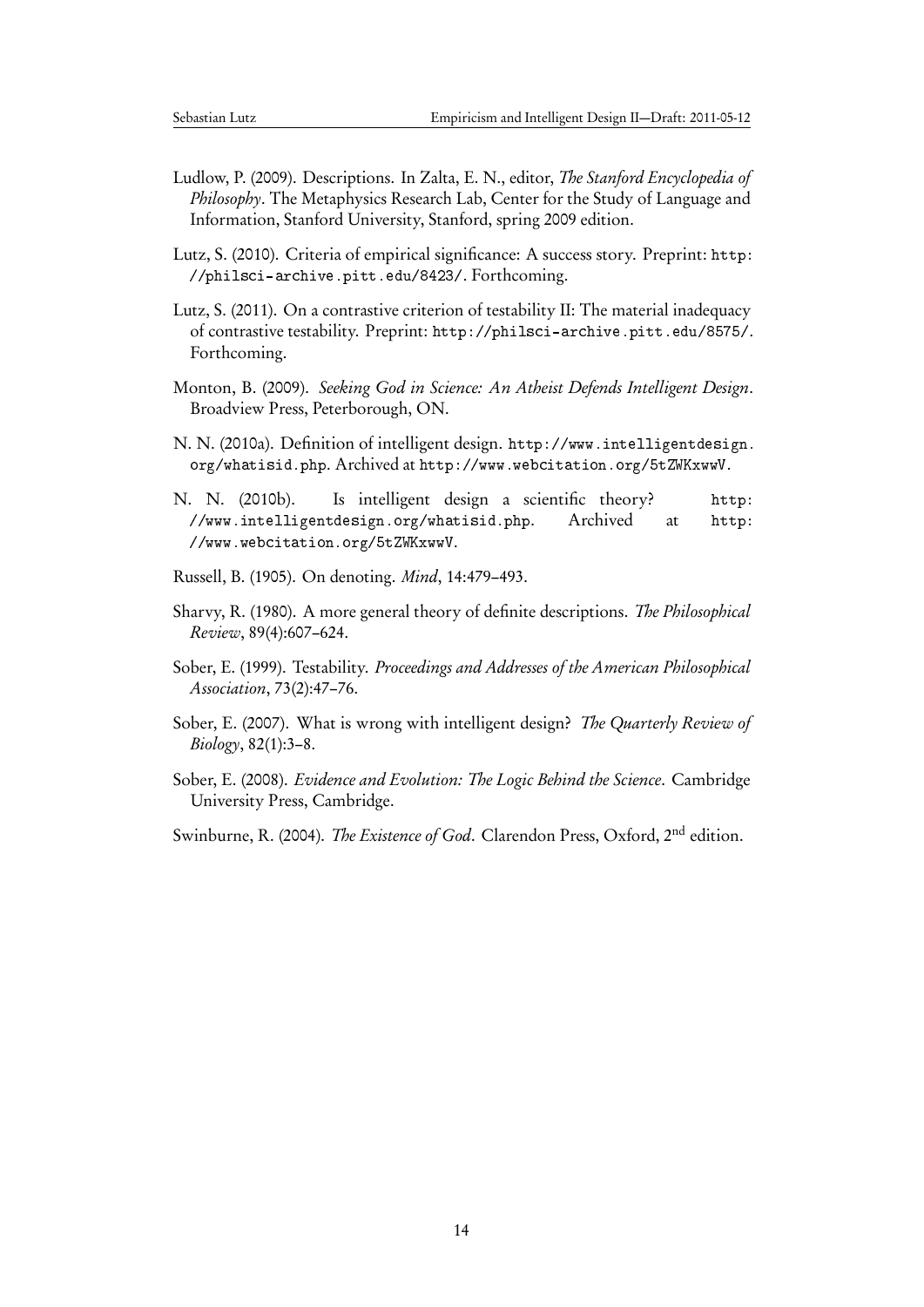Ludlow, P. (2009). Descriptions. In Zalta, E. N., editor, *The Stanford Encyclopedia of Philosophy*. The Metaphysics Research Lab, Center for the Study of Language and Information, Stanford University, Stanford, spring 2009 edition.

Lutz, S. (2010). Criteria of empirical significance: A success story. Preprint: `http://philsci-archive.pitt.edu/8423/`. Forthcoming.

Lutz, S. (2011). On a contrastive criterion of testability II: The material inadequacy of contrastive testability. Preprint: `http://philsci-archive.pitt.edu/8575/`. Forthcoming.

Monton, B. (2009). *Seeking God in Science: An Atheist Defends Intelligent Design*. Broadview Press, Peterborough, ON.

N. N. (2010a). Definition of intelligent design. `http://www.intelligentdesign.org/whatisid.php`. Archived at `http://www.webcitation.org/5tZWKxwwV`.

N. N. (2010b). Is intelligent design a scientific theory? `http://www.intelligentdesign.org/whatisid.php`. Archived at `http://www.webcitation.org/5tZWKxwwV`.

Russell, B. (1905). On denoting. *Mind*, 14:479–493.

Sharvy, R. (1980). A more general theory of definite descriptions. *The Philosophical Review*, 89(4):607–624.

Sober, E. (1999). Testability. *Proceedings and Addresses of the American Philosophical Association*, 73(2):47–76.

Sober, E. (2007). What is wrong with intelligent design? *The Quarterly Review of Biology*, 82(1):3–8.

Sober, E. (2008). *Evidence and Evolution: The Logic Behind the Science*. Cambridge University Press, Cambridge.

Swinburne, R. (2004). *The Existence of God*. Clarendon Press, Oxford, 2nd edition.